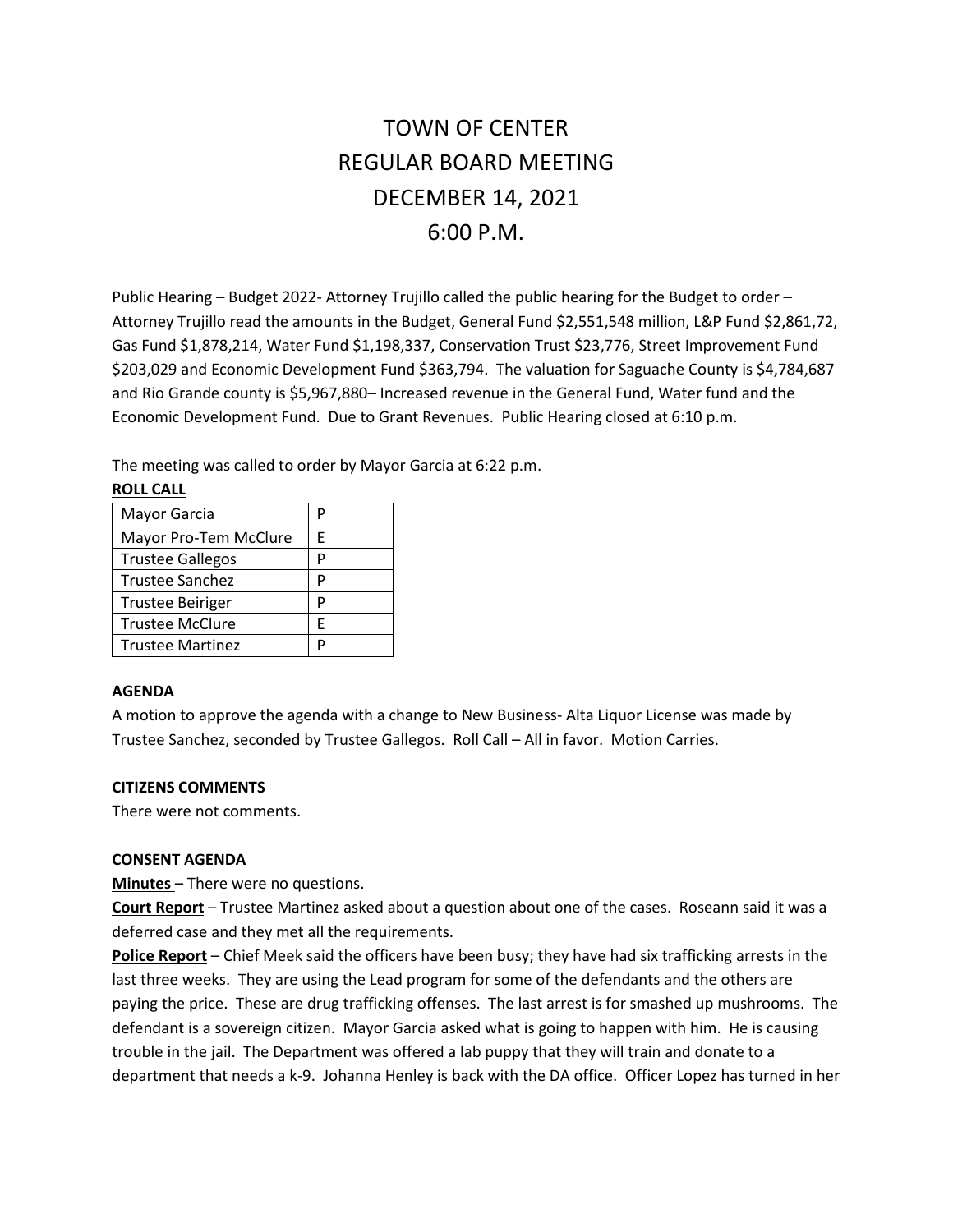# TOWN OF CENTER
# REGULAR BOARD MEETING
# DECEMBER 14, 2021
# 6:00 P.M.

Public Hearing – Budget 2022- Attorney Trujillo called the public hearing for the Budget to order – Attorney Trujillo read the amounts in the Budget, General Fund $2,551,548 million, L&P Fund $2,861,72, Gas Fund $1,878,214, Water Fund $1,198,337, Conservation Trust $23,776, Street Improvement Fund $203,029 and Economic Development Fund $363,794. The valuation for Saguache County is $4,784,687 and Rio Grande county is $5,967,880– Increased revenue in the General Fund, Water fund and the Economic Development Fund. Due to Grant Revenues. Public Hearing closed at 6:10 p.m.

The meeting was called to order by Mayor Garcia at 6:22 p.m.

**ROLL CALL**

| | |
|---|---|
| Mayor Garcia | P |
| Mayor Pro-Tem McClure | E |
| Trustee Gallegos | P |
| Trustee Sanchez | P |
| Trustee Beiriger | P |
| Trustee McClure | E |
| Trustee Martinez | P |

**AGENDA**

A motion to approve the agenda with a change to New Business- Alta Liquor License was made by Trustee Sanchez, seconded by Trustee Gallegos. Roll Call – All in favor. Motion Carries.

**CITIZENS COMMENTS**

There were not comments.

**CONSENT AGENDA**

**Minutes** – There were no questions.

**Court Report** – Trustee Martinez asked about a question about one of the cases. Roseann said it was a deferred case and they met all the requirements.

**Police Report** – Chief Meek said the officers have been busy; they have had six trafficking arrests in the last three weeks. They are using the Lead program for some of the defendants and the others are paying the price. These are drug trafficking offenses. The last arrest is for smashed up mushrooms. The defendant is a sovereign citizen. Mayor Garcia asked what is going to happen with him. He is causing trouble in the jail. The Department was offered a lab puppy that they will train and donate to a department that needs a k-9. Johanna Henley is back with the DA office. Officer Lopez has turned in her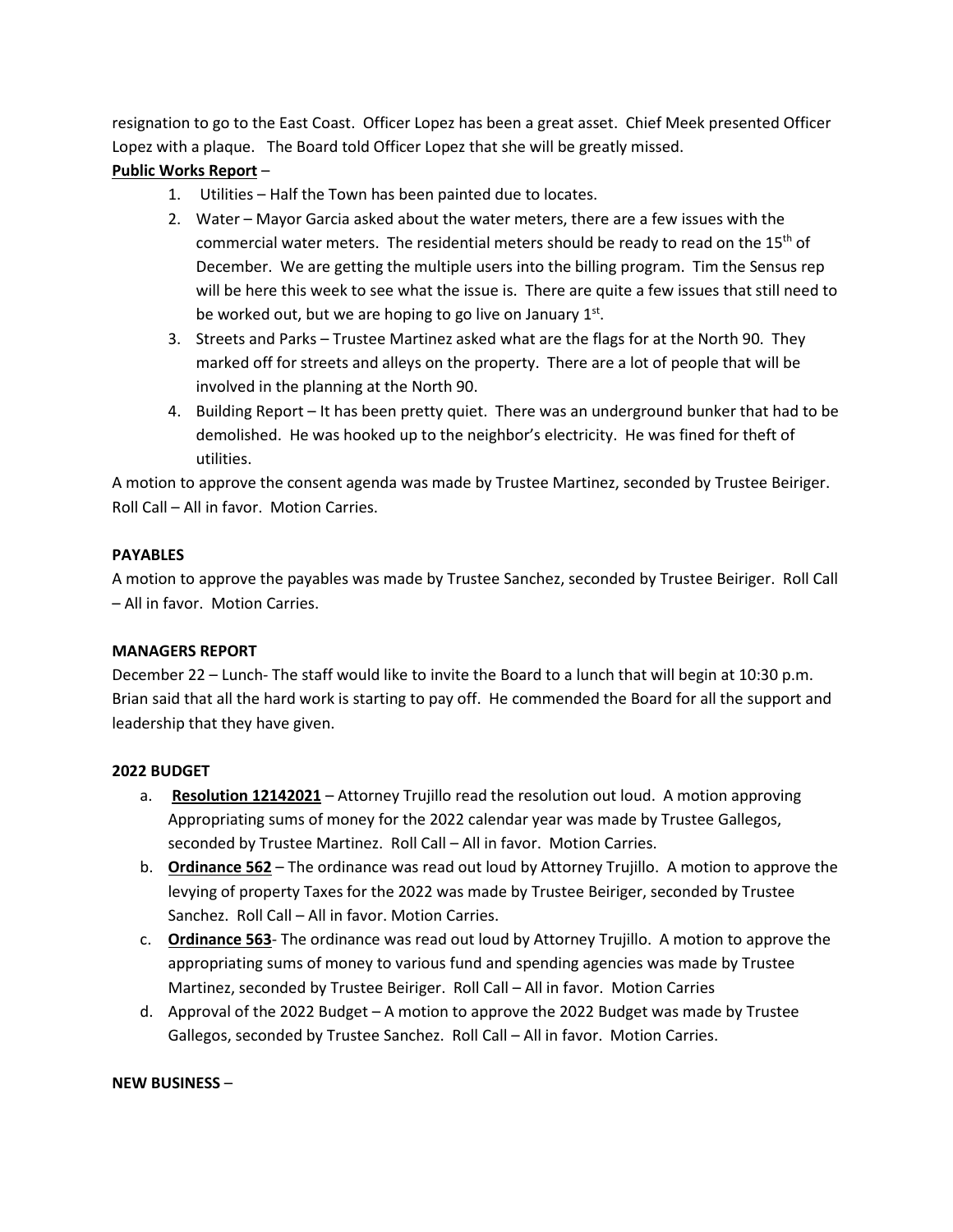resignation to go to the East Coast. Officer Lopez has been a great asset. Chief Meek presented Officer Lopez with a plaque. The Board told Officer Lopez that she will be greatly missed.

**Public Works Report** –

1. Utilities – Half the Town has been painted due to locates.
2. Water – Mayor Garcia asked about the water meters, there are a few issues with the commercial water meters. The residential meters should be ready to read on the 15th of December. We are getting the multiple users into the billing program. Tim the Sensus rep will be here this week to see what the issue is. There are quite a few issues that still need to be worked out, but we are hoping to go live on January 1st.
3. Streets and Parks – Trustee Martinez asked what are the flags for at the North 90. They marked off for streets and alleys on the property. There are a lot of people that will be involved in the planning at the North 90.
4. Building Report – It has been pretty quiet. There was an underground bunker that had to be demolished. He was hooked up to the neighbor's electricity. He was fined for theft of utilities.

A motion to approve the consent agenda was made by Trustee Martinez, seconded by Trustee Beiriger. Roll Call – All in favor. Motion Carries.

**PAYABLES**

A motion to approve the payables was made by Trustee Sanchez, seconded by Trustee Beiriger. Roll Call – All in favor. Motion Carries.

**MANAGERS REPORT**

December 22 – Lunch- The staff would like to invite the Board to a lunch that will begin at 10:30 p.m. Brian said that all the hard work is starting to pay off. He commended the Board for all the support and leadership that they have given.

**2022 BUDGET**

a. **Resolution 12142021** – Attorney Trujillo read the resolution out loud. A motion approving Appropriating sums of money for the 2022 calendar year was made by Trustee Gallegos, seconded by Trustee Martinez. Roll Call – All in favor. Motion Carries.
b. **Ordinance 562** – The ordinance was read out loud by Attorney Trujillo. A motion to approve the levying of property Taxes for the 2022 was made by Trustee Beiriger, seconded by Trustee Sanchez. Roll Call – All in favor. Motion Carries.
c. **Ordinance 563**- The ordinance was read out loud by Attorney Trujillo. A motion to approve the appropriating sums of money to various fund and spending agencies was made by Trustee Martinez, seconded by Trustee Beiriger. Roll Call – All in favor. Motion Carries
d. Approval of the 2022 Budget – A motion to approve the 2022 Budget was made by Trustee Gallegos, seconded by Trustee Sanchez. Roll Call – All in favor. Motion Carries.

**NEW BUSINESS** –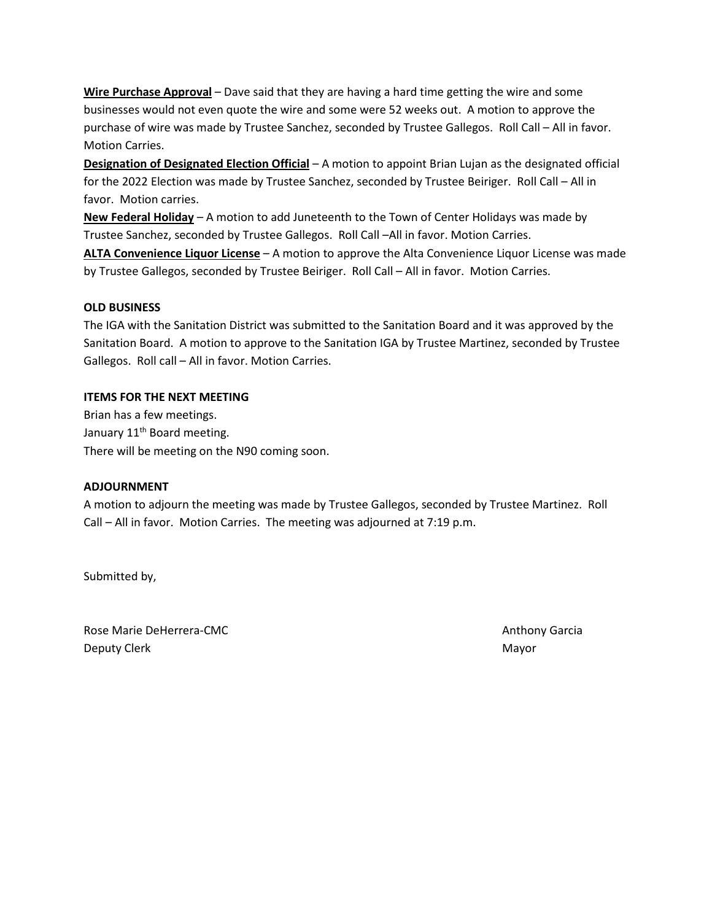**<u>Wire Purchase Approval</u>** – Dave said that they are having a hard time getting the wire and some businesses would not even quote the wire and some were 52 weeks out. A motion to approve the purchase of wire was made by Trustee Sanchez, seconded by Trustee Gallegos. Roll Call – All in favor. Motion Carries.

**<u>Designation of Designated Election Official</u>** – A motion to appoint Brian Lujan as the designated official for the 2022 Election was made by Trustee Sanchez, seconded by Trustee Beiriger. Roll Call – All in favor. Motion carries.

**<u>New Federal Holiday</u>** – A motion to add Juneteenth to the Town of Center Holidays was made by Trustee Sanchez, seconded by Trustee Gallegos. Roll Call –All in favor. Motion Carries.

**<u>ALTA Convenience Liquor License</u>** – A motion to approve the Alta Convenience Liquor License was made by Trustee Gallegos, seconded by Trustee Beiriger. Roll Call – All in favor. Motion Carries.

**OLD BUSINESS**

The IGA with the Sanitation District was submitted to the Sanitation Board and it was approved by the Sanitation Board. A motion to approve to the Sanitation IGA by Trustee Martinez, seconded by Trustee Gallegos. Roll call – All in favor. Motion Carries.

**ITEMS FOR THE NEXT MEETING**

Brian has a few meetings.
January 11th Board meeting.
There will be meeting on the N90 coming soon.

**ADJOURNMENT**

A motion to adjourn the meeting was made by Trustee Gallegos, seconded by Trustee Martinez. Roll Call – All in favor. Motion Carries. The meeting was adjourned at 7:19 p.m.

Submitted by,

Rose Marie DeHerrera-CMC
Deputy Clerk

Anthony Garcia
Mayor